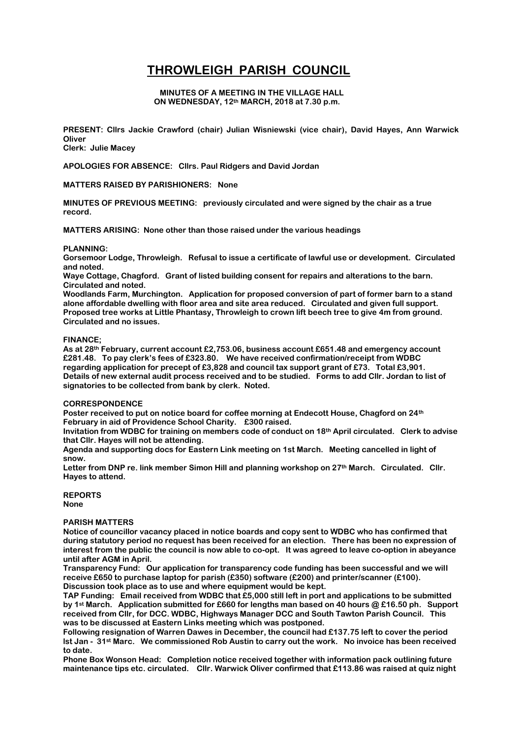# THROWLEIGH PARISH COUNCIL

**MINUTES OF A MEETING IN THE VILLAGE HALL ON WEDNESDAY, 12th MARCH, 2018 at 7.30 p.m.**

**PRESENT: Cllrs Jackie Crawford (chair) Julian Wisniewski (vice chair), David Hayes, Ann Warwick Oliver**
**Clerk: Julie Macey**

**APOLOGIES FOR ABSENCE: Cllrs. Paul Ridgers and David Jordan**

**MATTERS RAISED BY PARISHIONERS: None**

**MINUTES OF PREVIOUS MEETING: previously circulated and were signed by the chair as a true record.**

**MATTERS ARISING: None other than those raised under the various headings**

**PLANNING:**

**Gorsemoor Lodge, Throwleigh. Refusal to issue a certificate of lawful use or development. Circulated and noted.**

**Waye Cottage, Chagford. Grant of listed building consent for repairs and alterations to the barn. Circulated and noted.**

**Woodlands Farm, Murchington. Application for proposed conversion of part of former barn to a stand alone affordable dwelling with floor area and site area reduced. Circulated and given full support.**

**Proposed tree works at Little Phantasy, Throwleigh to crown lift beech tree to give 4m from ground. Circulated and no issues.**

**FINANCE;**

**As at 28th February, current account £2,753.06, business account £651.48 and emergency account £281.48. To pay clerk's fees of £323.80. We have received confirmation/receipt from WDBC regarding application for precept of £3,828 and council tax support grant of £73. Total £3,901. Details of new external audit process received and to be studied. Forms to add Cllr. Jordan to list of signatories to be collected from bank by clerk. Noted.**

**CORRESPONDENCE**

**Poster received to put on notice board for coffee morning at Endecott House, Chagford on 24th February in aid of Providence School Charity. £300 raised.**

**Invitation from WDBC for training on members code of conduct on 18th April circulated. Clerk to advise that Cllr. Hayes will not be attending.**

**Agenda and supporting docs for Eastern Link meeting on 1st March. Meeting cancelled in light of snow.**

**Letter from DNP re. link member Simon Hill and planning workshop on 27th March. Circulated. Cllr. Hayes to attend.**

**REPORTS**

**None**

**PARISH MATTERS**

**Notice of councillor vacancy placed in notice boards and copy sent to WDBC who has confirmed that during statutory period no request has been received for an election. There has been no expression of interest from the public the council is now able to co-opt. It was agreed to leave co-option in abeyance until after AGM in April.**

**Transparency Fund: Our application for transparency code funding has been successful and we will receive £650 to purchase laptop for parish (£350) software (£200) and printer/scanner (£100). Discussion took place as to use and where equipment would be kept.**

**TAP Funding: Email received from WDBC that £5,000 still left in port and applications to be submitted by 1st March. Application submitted for £660 for lengths man based on 40 hours @ £16.50 ph. Support received from Cllr, for DCC. WDBC, Highways Manager DCC and South Tawton Parish Council. This was to be discussed at Eastern Links meeting which was postponed.**

**Following resignation of Warren Dawes in December, the council had £137.75 left to cover the period lst Jan - 31st Marc. We commissioned Rob Austin to carry out the work. No invoice has been received to date.**

**Phone Box Wonson Head: Completion notice received together with information pack outlining future maintenance tips etc. circulated. Cllr. Warwick Oliver confirmed that £113.86 was raised at quiz night**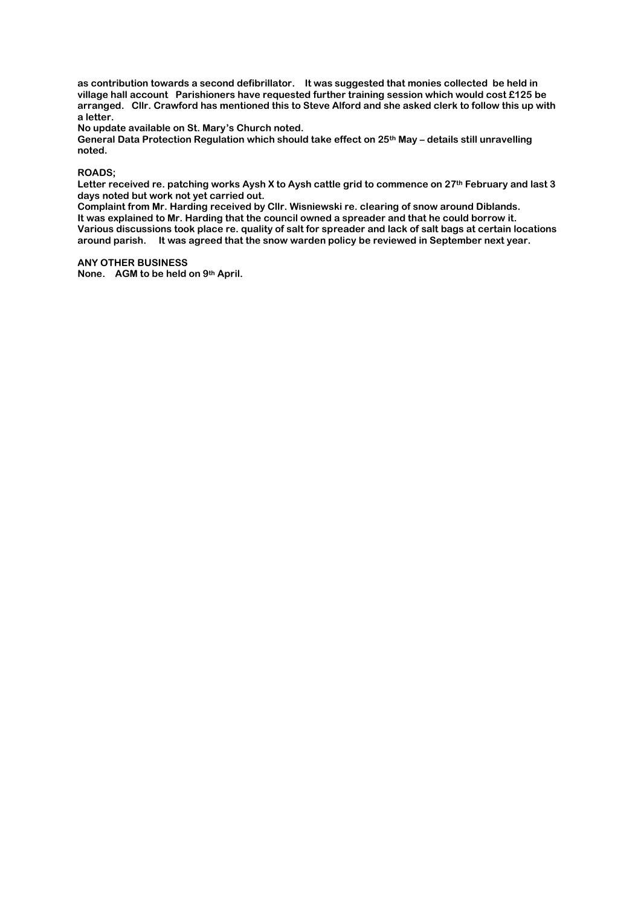**as contribution towards a second defibrillator. It was suggested that monies collected be held in village hall account Parishioners have requested further training session which would cost £125 be arranged. Cllr. Crawford has mentioned this to Steve Alford and she asked clerk to follow this up with a letter.**
**No update available on St. Mary's Church noted.**
**General Data Protection Regulation which should take effect on 25th May – details still unravelling noted.**

**ROADS;**
**Letter received re. patching works Aysh X to Aysh cattle grid to commence on 27th February and last 3 days noted but work not yet carried out.**
**Complaint from Mr. Harding received by Cllr. Wisniewski re. clearing of snow around Diblands.**
**It was explained to Mr. Harding that the council owned a spreader and that he could borrow it.**
**Various discussions took place re. quality of salt for spreader and lack of salt bags at certain locations around parish. It was agreed that the snow warden policy be reviewed in September next year.**

**ANY OTHER BUSINESS**
**None. AGM to be held on 9th April.**